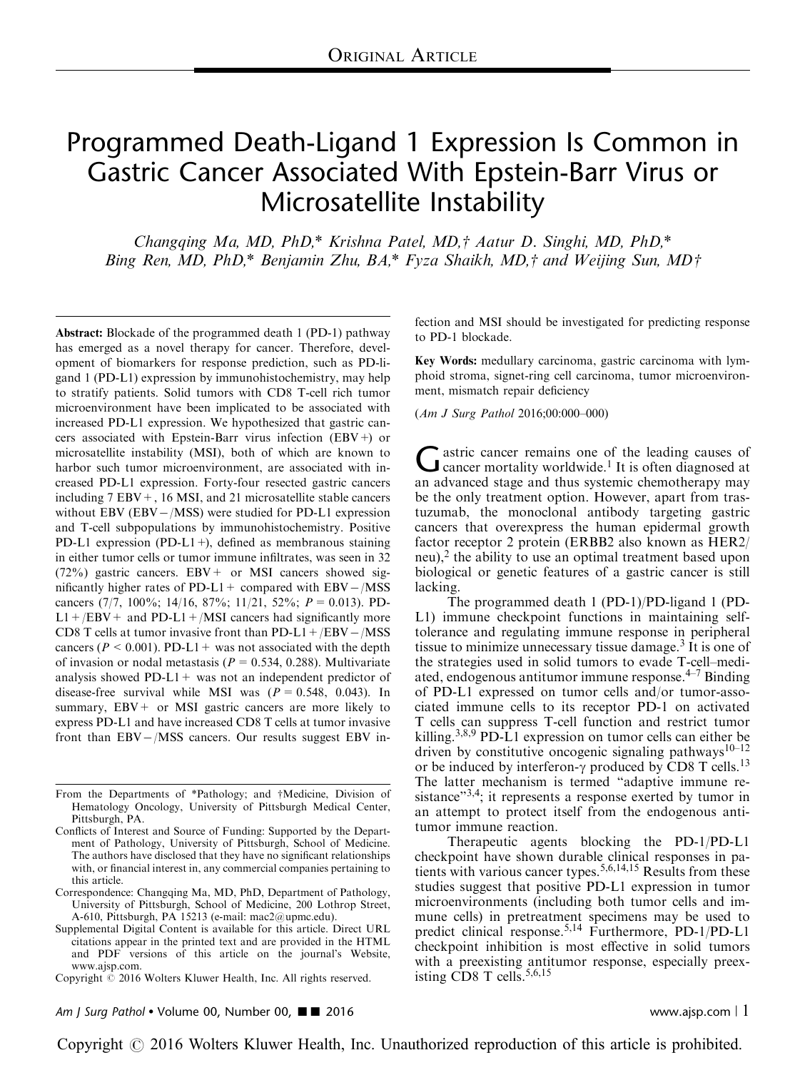ORIGINAL ARTICLE

# Programmed Death-Ligand 1 Expression Is Common in Gastric Cancer Associated With Epstein-Barr Virus or Microsatellite Instability

*Changqing Ma, MD, PhD,\* Krishna Patel, MD,† Aatur D. Singhi, MD, PhD,\* Bing Ren, MD, PhD,\* Benjamin Zhu, BA,\* Fyza Shaikh, MD,† and Weijing Sun, MD†*

**Abstract:** Blockade of the programmed death 1 (PD-1) pathway has emerged as a novel therapy for cancer. Therefore, development of biomarkers for response prediction, such as PD-ligand 1 (PD-L1) expression by immunohistochemistry, may help to stratify patients. Solid tumors with CD8 T-cell rich tumor microenvironment have been implicated to be associated with increased PD-L1 expression. We hypothesized that gastric cancers associated with Epstein-Barr virus infection (EBV+) or microsatellite instability (MSI), both of which are known to harbor such tumor microenvironment, are associated with increased PD-L1 expression. Forty-four resected gastric cancers including 7 EBV+, 16 MSI, and 21 microsatellite stable cancers without EBV (EBV−/MSS) were studied for PD-L1 expression and T-cell subpopulations by immunohistochemistry. Positive PD-L1 expression (PD-L1+), defined as membranous staining in either tumor cells or tumor immune infiltrates, was seen in 32 (72%) gastric cancers. EBV+ or MSI cancers showed significantly higher rates of PD-L1+ compared with EBV−/MSS cancers (7/7, 100%; 14/16, 87%; 11/21, 52%; $P = 0.013$). PD-L1+/EBV+ and PD-L1+/MSI cancers had significantly more CD8 T cells at tumor invasive front than PD-L1+/EBV−/MSS cancers ($P < 0.001$). PD-L1+ was not associated with the depth of invasion or nodal metastasis ($P = 0.534$, 0.288). Multivariate analysis showed PD-L1+ was not an independent predictor of disease-free survival while MSI was ($P = 0.548$, 0.043). In summary, EBV+ or MSI gastric cancers are more likely to express PD-L1 and have increased CD8 T cells at tumor invasive front than EBV−/MSS cancers. Our results suggest EBV infection and MSI should be investigated for predicting response to PD-1 blockade.

**Key Words:** medullary carcinoma, gastric carcinoma with lymphoid stroma, signet-ring cell carcinoma, tumor microenvironment, mismatch repair deficiency

(*Am J Surg Pathol* 2016;00:000–000)

From the Departments of \*Pathology; and †Medicine, Division of Hematology Oncology, University of Pittsburgh Medical Center, Pittsburgh, PA.

Conflicts of Interest and Source of Funding: Supported by the Department of Pathology, University of Pittsburgh, School of Medicine. The authors have disclosed that they have no significant relationships with, or financial interest in, any commercial companies pertaining to this article.

Correspondence: Changqing Ma, MD, PhD, Department of Pathology, University of Pittsburgh, School of Medicine, 200 Lothrop Street, A-610, Pittsburgh, PA 15213 (e-mail: mac2@upmc.edu).

Supplemental Digital Content is available for this article. Direct URL citations appear in the printed text and are provided in the HTML and PDF versions of this article on the journal's Website, www.ajsp.com.

Copyright © 2016 Wolters Kluwer Health, Inc. All rights reserved.

Gastric cancer remains one of the leading causes of cancer mortality worldwide.[1] It is often diagnosed at an advanced stage and thus systemic chemotherapy may be the only treatment option. However, apart from trastuzumab, the monoclonal antibody targeting gastric cancers that overexpress the human epidermal growth factor receptor 2 protein (ERBB2 also known as HER2/neu),[2] the ability to use an optimal treatment based upon biological or genetic features of a gastric cancer is still lacking.

The programmed death 1 (PD-1)/PD-ligand 1 (PD-L1) immune checkpoint functions in maintaining self-tolerance and regulating immune response in peripheral tissue to minimize unnecessary tissue damage.[3] It is one of the strategies used in solid tumors to evade T-cell–mediated, endogenous antitumor immune response.[4–7] Binding of PD-L1 expressed on tumor cells and/or tumor-associated immune cells to its receptor PD-1 on activated T cells can suppress T-cell function and restrict tumor killing.[3,8,9] PD-L1 expression on tumor cells can either be driven by constitutive oncogenic signaling pathways[10–12] or be induced by interferon-γ produced by CD8 T cells.[13] The latter mechanism is termed "adaptive immune resistance"[3,4]; it represents a response exerted by tumor in an attempt to protect itself from the endogenous antitumor immune reaction.

Therapeutic agents blocking the PD-1/PD-L1 checkpoint have shown durable clinical responses in patients with various cancer types.[5,6,14,15] Results from these studies suggest that positive PD-L1 expression in tumor microenvironments (including both tumor cells and immune cells) in pretreatment specimens may be used to predict clinical response.[5,14] Furthermore, PD-1/PD-L1 checkpoint inhibition is most effective in solid tumors with a preexisting antitumor response, especially preexisting CD8 T cells.[5,6,15]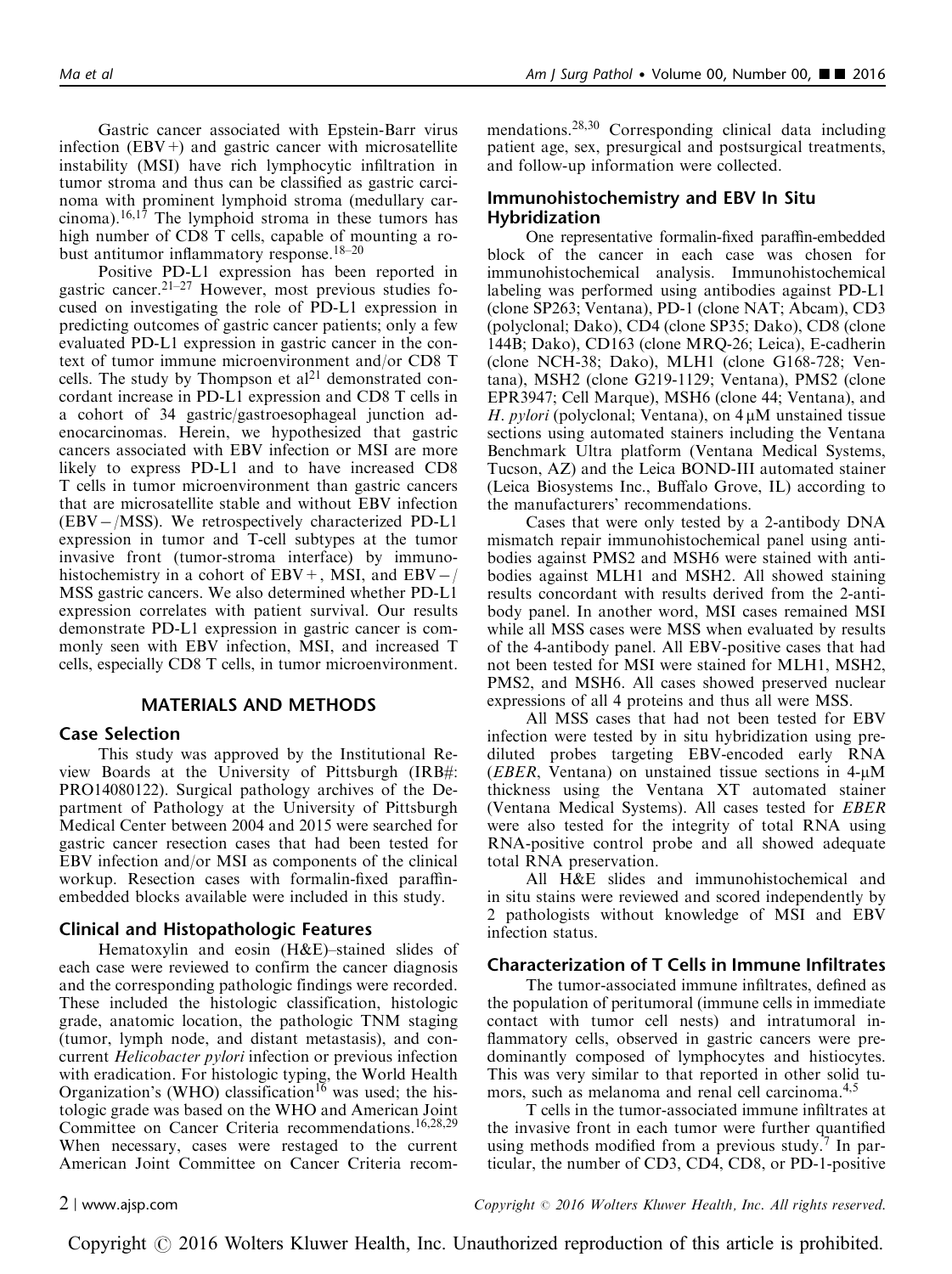Gastric cancer associated with Epstein-Barr virus infection (EBV+) and gastric cancer with microsatellite instability (MSI) have rich lymphocytic infiltration in tumor stroma and thus can be classified as gastric carcinoma with prominent lymphoid stroma (medullary carcinoma).[16,17] The lymphoid stroma in these tumors has high number of CD8 T cells, capable of mounting a robust antitumor inflammatory response.[18–20]

Positive PD-L1 expression has been reported in gastric cancer.[21–27] However, most previous studies focused on investigating the role of PD-L1 expression in predicting outcomes of gastric cancer patients; only a few evaluated PD-L1 expression in gastric cancer in the context of tumor immune microenvironment and/or CD8 T cells. The study by Thompson et al[21] demonstrated concordant increase in PD-L1 expression and CD8 T cells in a cohort of 34 gastric/gastroesophageal junction adenocarcinomas. Herein, we hypothesized that gastric cancers associated with EBV infection or MSI are more likely to express PD-L1 and to have increased CD8 T cells in tumor microenvironment than gastric cancers that are microsatellite stable and without EBV infection (EBV−/MSS). We retrospectively characterized PD-L1 expression in tumor and T-cell subtypes at the tumor invasive front (tumor-stroma interface) by immunohistochemistry in a cohort of EBV+, MSI, and EBV−/MSS gastric cancers. We also determined whether PD-L1 expression correlates with patient survival. Our results demonstrate PD-L1 expression in gastric cancer is commonly seen with EBV infection, MSI, and increased T cells, especially CD8 T cells, in tumor microenvironment.

## MATERIALS AND METHODS

### Case Selection

This study was approved by the Institutional Review Boards at the University of Pittsburgh (IRB#: PRO14080122). Surgical pathology archives of the Department of Pathology at the University of Pittsburgh Medical Center between 2004 and 2015 were searched for gastric cancer resection cases that had been tested for EBV infection and/or MSI as components of the clinical workup. Resection cases with formalin-fixed paraffin-embedded blocks available were included in this study.

### Clinical and Histopathologic Features

Hematoxylin and eosin (H&E)–stained slides of each case were reviewed to confirm the cancer diagnosis and the corresponding pathologic findings were recorded. These included the histologic classification, histologic grade, anatomic location, the pathologic TNM staging (tumor, lymph node, and distant metastasis), and concurrent *Helicobacter pylori* infection or previous infection with eradication. For histologic typing, the World Health Organization's (WHO) classification[16] was used; the histologic grade was based on the WHO and American Joint Committee on Cancer Criteria recommendations.[16,28,29] When necessary, cases were restaged to the current American Joint Committee on Cancer Criteria recommendations.[28,30] Corresponding clinical data including patient age, sex, presurgical and postsurgical treatments, and follow-up information were collected.

### Immunohistochemistry and EBV In Situ Hybridization

One representative formalin-fixed paraffin-embedded block of the cancer in each case was chosen for immunohistochemical analysis. Immunohistochemical labeling was performed using antibodies against PD-L1 (clone SP263; Ventana), PD-1 (clone NAT; Abcam), CD3 (polyclonal; Dako), CD4 (clone SP35; Dako), CD8 (clone 144B; Dako), CD163 (clone MRQ-26; Leica), E-cadherin (clone NCH-38; Dako), MLH1 (clone G168-728; Ventana), MSH2 (clone G219-1129; Ventana), PMS2 (clone EPR3947; Cell Marque), MSH6 (clone 44; Ventana), and *H. pylori* (polyclonal; Ventana), on 4 μM unstained tissue sections using automated stainers including the Ventana Benchmark Ultra platform (Ventana Medical Systems, Tucson, AZ) and the Leica BOND-III automated stainer (Leica Biosystems Inc., Buffalo Grove, IL) according to the manufacturers' recommendations.

Cases that were only tested by a 2-antibody DNA mismatch repair immunohistochemical panel using antibodies against PMS2 and MSH6 were stained with antibodies against MLH1 and MSH2. All showed staining results concordant with results derived from the 2-antibody panel. In another word, MSI cases remained MSI while all MSS cases were MSS when evaluated by results of the 4-antibody panel. All EBV-positive cases that had not been tested for MSI were stained for MLH1, MSH2, PMS2, and MSH6. All cases showed preserved nuclear expressions of all 4 proteins and thus all were MSS.

All MSS cases that had not been tested for EBV infection were tested by in situ hybridization using prediluted probes targeting EBV-encoded early RNA (*EBER*, Ventana) on unstained tissue sections in 4-μM thickness using the Ventana XT automated stainer (Ventana Medical Systems). All cases tested for *EBER* were also tested for the integrity of total RNA using RNA-positive control probe and all showed adequate total RNA preservation.

All H&E slides and immunohistochemical and in situ stains were reviewed and scored independently by 2 pathologists without knowledge of MSI and EBV infection status.

### Characterization of T Cells in Immune Infiltrates

The tumor-associated immune infiltrates, defined as the population of peritumoral (immune cells in immediate contact with tumor cell nests) and intratumoral inflammatory cells, observed in gastric cancers were predominantly composed of lymphocytes and histiocytes. This was very similar to that reported in other solid tumors, such as melanoma and renal cell carcinoma.[4,5]

T cells in the tumor-associated immune infiltrates at the invasive front in each tumor were further quantified using methods modified from a previous study.[7] In particular, the number of CD3, CD4, CD8, or PD-1-positive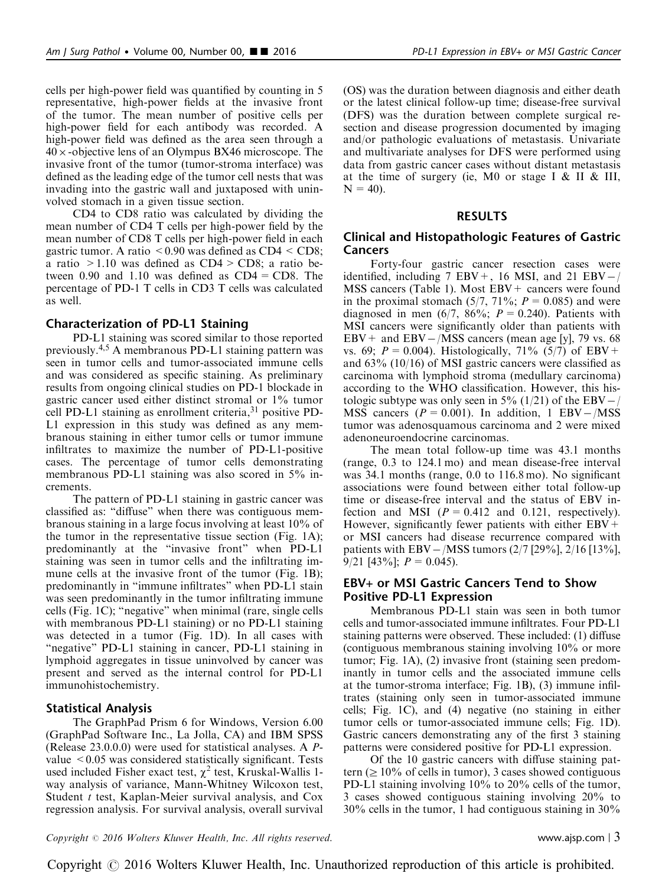cells per high-power field was quantified by counting in 5 representative, high-power fields at the invasive front of the tumor. The mean number of positive cells per high-power field for each antibody was recorded. A high-power field was defined as the area seen through a 40×-objective lens of an Olympus BX46 microscope. The invasive front of the tumor (tumor-stroma interface) was defined as the leading edge of the tumor cell nests that was invading into the gastric wall and juxtaposed with uninvolved stomach in a given tissue section.

CD4 to CD8 ratio was calculated by dividing the mean number of CD4 T cells per high-power field by the mean number of CD8 T cells per high-power field in each gastric tumor. A ratio $<0.90$ was defined as CD4 < CD8; a ratio $>1.10$ was defined as CD4 > CD8; a ratio between 0.90 and 1.10 was defined as CD4 = CD8. The percentage of PD-1 T cells in CD3 T cells was calculated as well.

### Characterization of PD-L1 Staining

PD-L1 staining was scored similar to those reported previously.[4,5] A membranous PD-L1 staining pattern was seen in tumor cells and tumor-associated immune cells and was considered as specific staining. As preliminary results from ongoing clinical studies on PD-1 blockade in gastric cancer used either distinct stromal or 1% tumor cell PD-L1 staining as enrollment criteria,[31] positive PD-L1 expression in this study was defined as any membranous staining in either tumor cells or tumor immune infiltrates to maximize the number of PD-L1-positive cases. The percentage of tumor cells demonstrating membranous PD-L1 staining was also scored in 5% increments.

The pattern of PD-L1 staining in gastric cancer was classified as: "diffuse" when there was contiguous membranous staining in a large focus involving at least 10% of the tumor in the representative tissue section (Fig. 1A); predominantly at the "invasive front" when PD-L1 staining was seen in tumor cells and the infiltrating immune cells at the invasive front of the tumor (Fig. 1B); predominantly in "immune infiltrates" when PD-L1 stain was seen predominantly in the tumor infiltrating immune cells (Fig. 1C); "negative" when minimal (rare, single cells with membranous PD-L1 staining) or no PD-L1 staining was detected in a tumor (Fig. 1D). In all cases with "negative" PD-L1 staining in cancer, PD-L1 staining in lymphoid aggregates in tissue uninvolved by cancer was present and served as the internal control for PD-L1 immunohistochemistry.

### Statistical Analysis

The GraphPad Prism 6 for Windows, Version 6.00 (GraphPad Software Inc., La Jolla, CA) and IBM SPSS (Release 23.0.0.0) were used for statistical analyses. A $P$-value $<0.05$ was considered statistically significant. Tests used included Fisher exact test, $\chi^2$ test, Kruskal-Wallis 1-way analysis of variance, Mann-Whitney Wilcoxon test, Student $t$ test, Kaplan-Meier survival analysis, and Cox regression analysis. For survival analysis, overall survival (OS) was the duration between diagnosis and either death or the latest clinical follow-up time; disease-free survival (DFS) was the duration between complete surgical resection and disease progression documented by imaging and/or pathologic evaluations of metastasis. Univariate and multivariate analyses for DFS were performed using data from gastric cancer cases without distant metastasis at the time of surgery (ie, M0 or stage I & II & III, N = 40).

## RESULTS

### Clinical and Histopathologic Features of Gastric Cancers

Forty-four gastric cancer resection cases were identified, including 7 EBV+, 16 MSI, and 21 EBV−/MSS cancers (Table 1). Most EBV+ cancers were found in the proximal stomach (5/7, 71%; $P = 0.085$) and were diagnosed in men (6/7, 86%; $P = 0.240$). Patients with MSI cancers were significantly older than patients with EBV+ and EBV−/MSS cancers (mean age [y], 79 vs. 68 vs. 69; $P = 0.004$). Histologically, 71% (5/7) of EBV+ and 63% (10/16) of MSI gastric cancers were classified as carcinoma with lymphoid stroma (medullary carcinoma) according to the WHO classification. However, this histologic subtype was only seen in 5% (1/21) of the EBV−/MSS cancers ($P = 0.001$). In addition, 1 EBV−/MSS tumor was adenosquamous carcinoma and 2 were mixed adenoneuroendocrine carcinomas.

The mean total follow-up time was 43.1 months (range, 0.3 to 124.1 mo) and mean disease-free interval was 34.1 months (range, 0.0 to 116.8 mo). No significant associations were found between either total follow-up time or disease-free interval and the status of EBV infection and MSI ($P = 0.412$ and 0.121, respectively). However, significantly fewer patients with either EBV+ or MSI cancers had disease recurrence compared with patients with EBV−/MSS tumors (2/7 [29%], 2/16 [13%], 9/21 [43%]; $P = 0.045$).

### EBV+ or MSI Gastric Cancers Tend to Show Positive PD-L1 Expression

Membranous PD-L1 stain was seen in both tumor cells and tumor-associated immune infiltrates. Four PD-L1 staining patterns were observed. These included: (1) diffuse (contiguous membranous staining involving 10% or more tumor; Fig. 1A), (2) invasive front (staining seen predominantly in tumor cells and the associated immune cells at the tumor-stroma interface; Fig. 1B), (3) immune infiltrates (staining only seen in tumor-associated immune cells; Fig. 1C), and (4) negative (no staining in either tumor cells or tumor-associated immune cells; Fig. 1D). Gastric cancers demonstrating any of the first 3 staining patterns were considered positive for PD-L1 expression.

Of the 10 gastric cancers with diffuse staining pattern (≥ 10% of cells in tumor), 3 cases showed contiguous PD-L1 staining involving 10% to 20% cells of the tumor, 3 cases showed contiguous staining involving 20% to 30% cells in the tumor, 1 had contiguous staining in 30%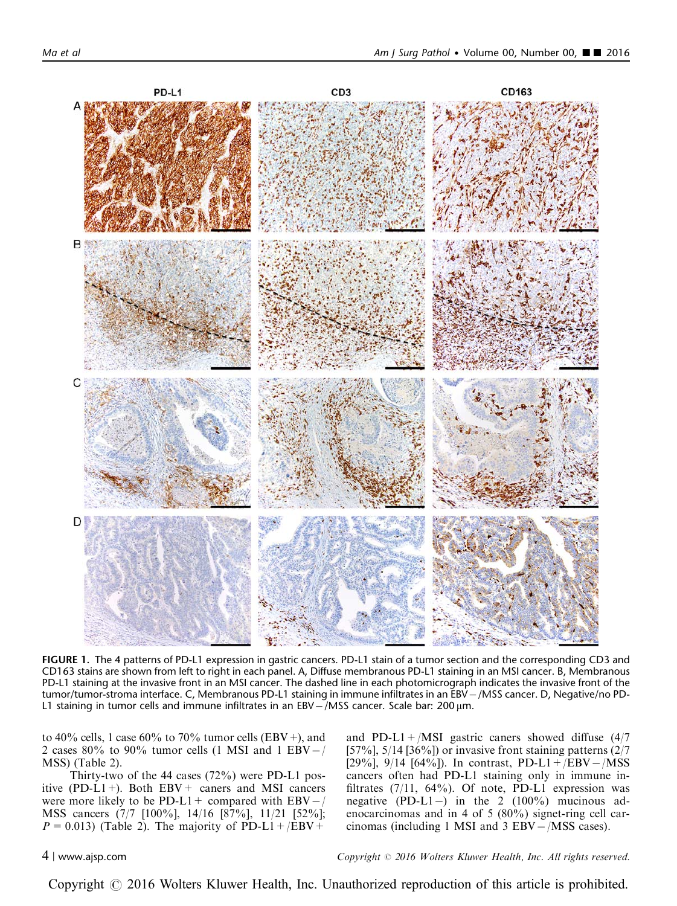FIGURE 1. The 4 patterns of PD-L1 expression in gastric cancers. PD-L1 stain of a tumor section and the corresponding CD3 and CD163 stains are shown from left to right in each panel. A, Diffuse membranous PD-L1 staining in an MSI cancer. B, Membranous PD-L1 staining at the invasive front in an MSI cancer. The dashed line in each photomicrograph indicates the invasive front of the tumor/tumor-stroma interface. C, Membranous PD-L1 staining in immune infiltrates in an EBV−/MSS cancer. D, Negative/no PD-L1 staining in tumor cells and immune infiltrates in an EBV−/MSS cancer. Scale bar: 200 μm.

to 40% cells, 1 case 60% to 70% tumor cells (EBV+), and 2 cases 80% to 90% tumor cells (1 MSI and 1 EBV−/MSS) (Table 2).

Thirty-two of the 44 cases (72%) were PD-L1 positive (PD-L1+). Both EBV+ caners and MSI cancers were more likely to be PD-L1+ compared with EBV−/MSS cancers (7/7 [100%], 14/16 [87%], 11/21 [52%]; $P = 0.013$) (Table 2). The majority of PD-L1+/EBV+ and PD-L1+/MSI gastric caners showed diffuse (4/7 [57%], 5/14 [36%]) or invasive front staining patterns (2/7 [29%], 9/14 [64%]). In contrast, PD-L1+/EBV−/MSS cancers often had PD-L1 staining only in immune infiltrates (7/11, 64%). Of note, PD-L1 expression was negative (PD-L1−) in the 2 (100%) mucinous adenocarcinomas and in 4 of 5 (80%) signet-ring cell carcinomas (including 1 MSI and 3 EBV−/MSS cases).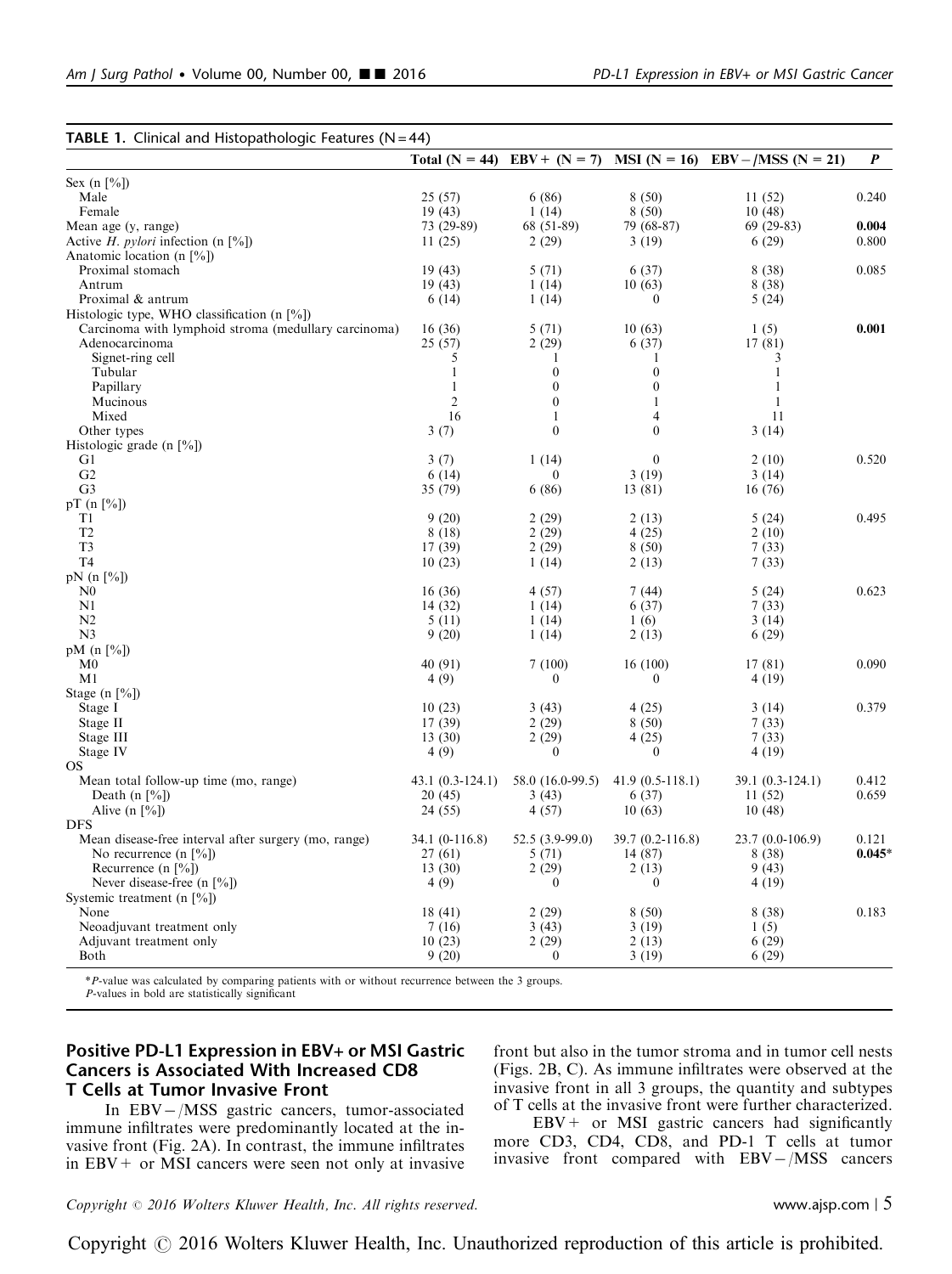**TABLE 1.** Clinical and Histopathologic Features (N = 44)

| | Total (N = 44) | EBV+ (N = 7) | MSI (N = 16) | EBV−/MSS (N = 21) | *P* |
|---|---|---|---|---|---|
| Sex (n [%]) | | | | | |
| Male | 25 (57) | 6 (86) | 8 (50) | 11 (52) | 0.240 |
| Female | 19 (43) | 1 (14) | 8 (50) | 10 (48) | |
| Mean age (y, range) | 73 (29-89) | 68 (51-89) | 79 (68-87) | 69 (29-83) | **0.004** |
| Active *H. pylori* infection (n [%]) | 11 (25) | 2 (29) | 3 (19) | 6 (29) | 0.800 |
| Anatomic location (n [%]) | | | | | |
| Proximal stomach | 19 (43) | 5 (71) | 6 (37) | 8 (38) | 0.085 |
| Antrum | 19 (43) | 1 (14) | 10 (63) | 8 (38) | |
| Proximal & antrum | 6 (14) | 1 (14) | 0 | 5 (24) | |
| Histologic type, WHO classification (n [%]) | | | | | |
| Carcinoma with lymphoid stroma (medullary carcinoma) | 16 (36) | 5 (71) | 10 (63) | 1 (5) | **0.001** |
| Adenocarcinoma | 25 (57) | 2 (29) | 6 (37) | 17 (81) | |
| Signet-ring cell | 5 | 1 | 1 | 3 | |
| Tubular | 1 | 0 | 0 | 1 | |
| Papillary | 1 | 0 | 0 | 1 | |
| Mucinous | 2 | 0 | 1 | 1 | |
| Mixed | 16 | 1 | 4 | 11 | |
| Other types | 3 (7) | 0 | 0 | 3 (14) | |
| Histologic grade (n [%]) | | | | | |
| G1 | 3 (7) | 1 (14) | 0 | 2 (10) | 0.520 |
| G2 | 6 (14) | 0 | 3 (19) | 3 (14) | |
| G3 | 35 (79) | 6 (86) | 13 (81) | 16 (76) | |
| pT (n [%]) | | | | | |
| T1 | 9 (20) | 2 (29) | 2 (13) | 5 (24) | 0.495 |
| T2 | 8 (18) | 2 (29) | 4 (25) | 2 (10) | |
| T3 | 17 (39) | 2 (29) | 8 (50) | 7 (33) | |
| T4 | 10 (23) | 1 (14) | 2 (13) | 7 (33) | |
| pN (n [%]) | | | | | |
| N0 | 16 (36) | 4 (57) | 7 (44) | 5 (24) | 0.623 |
| N1 | 14 (32) | 1 (14) | 6 (37) | 7 (33) | |
| N2 | 5 (11) | 1 (14) | 1 (6) | 3 (14) | |
| N3 | 9 (20) | 1 (14) | 2 (13) | 6 (29) | |
| pM (n [%]) | | | | | |
| M0 | 40 (91) | 7 (100) | 16 (100) | 17 (81) | 0.090 |
| M1 | 4 (9) | 0 | 0 | 4 (19) | |
| Stage (n [%]) | | | | | |
| Stage I | 10 (23) | 3 (43) | 4 (25) | 3 (14) | 0.379 |
| Stage II | 17 (39) | 2 (29) | 8 (50) | 7 (33) | |
| Stage III | 13 (30) | 2 (29) | 4 (25) | 7 (33) | |
| Stage IV | 4 (9) | 0 | 0 | 4 (19) | |
| OS | | | | | |
| Mean total follow-up time (mo, range) | 43.1 (0.3-124.1) | 58.0 (16.0-99.5) | 41.9 (0.5-118.1) | 39.1 (0.3-124.1) | 0.412 |
| Death (n [%]) | 20 (45) | 3 (43) | 6 (37) | 11 (52) | 0.659 |
| Alive (n [%]) | 24 (55) | 4 (57) | 10 (63) | 10 (48) | |
| DFS | | | | | |
| Mean disease-free interval after surgery (mo, range) | 34.1 (0-116.8) | 52.5 (3.9-99.0) | 39.7 (0.2-116.8) | 23.7 (0.0-106.9) | 0.121 |
| No recurrence (n [%]) | 27 (61) | 5 (71) | 14 (87) | 8 (38) | **0.045*** |
| Recurrence (n [%]) | 13 (30) | 2 (29) | 2 (13) | 9 (43) | |
| Never disease-free (n [%]) | 4 (9) | 0 | 0 | 4 (19) | |
| Systemic treatment (n [%]) | | | | | |
| None | 18 (41) | 2 (29) | 8 (50) | 8 (38) | 0.183 |
| Neoadjuvant treatment only | 7 (16) | 3 (43) | 3 (19) | 1 (5) | |
| Adjuvant treatment only | 10 (23) | 2 (29) | 2 (13) | 6 (29) | |
| Both | 9 (20) | 0 | 3 (19) | 6 (29) | |

\**P*-value was calculated by comparing patients with or without recurrence between the 3 groups.
*P*-values in bold are statistically significant

### Positive PD-L1 Expression in EBV+ or MSI Gastric Cancers is Associated With Increased CD8 T Cells at Tumor Invasive Front

In EBV−/MSS gastric cancers, tumor-associated immune infiltrates were predominantly located at the invasive front (Fig. 2A). In contrast, the immune infiltrates in EBV+ or MSI cancers were seen not only at invasive front but also in the tumor stroma and in tumor cell nests (Figs. 2B, C). As immune infiltrates were observed at the invasive front in all 3 groups, the quantity and subtypes of T cells at the invasive front were further characterized.

EBV+ or MSI gastric cancers had significantly more CD3, CD4, CD8, and PD-1 T cells at tumor invasive front compared with EBV−/MSS cancers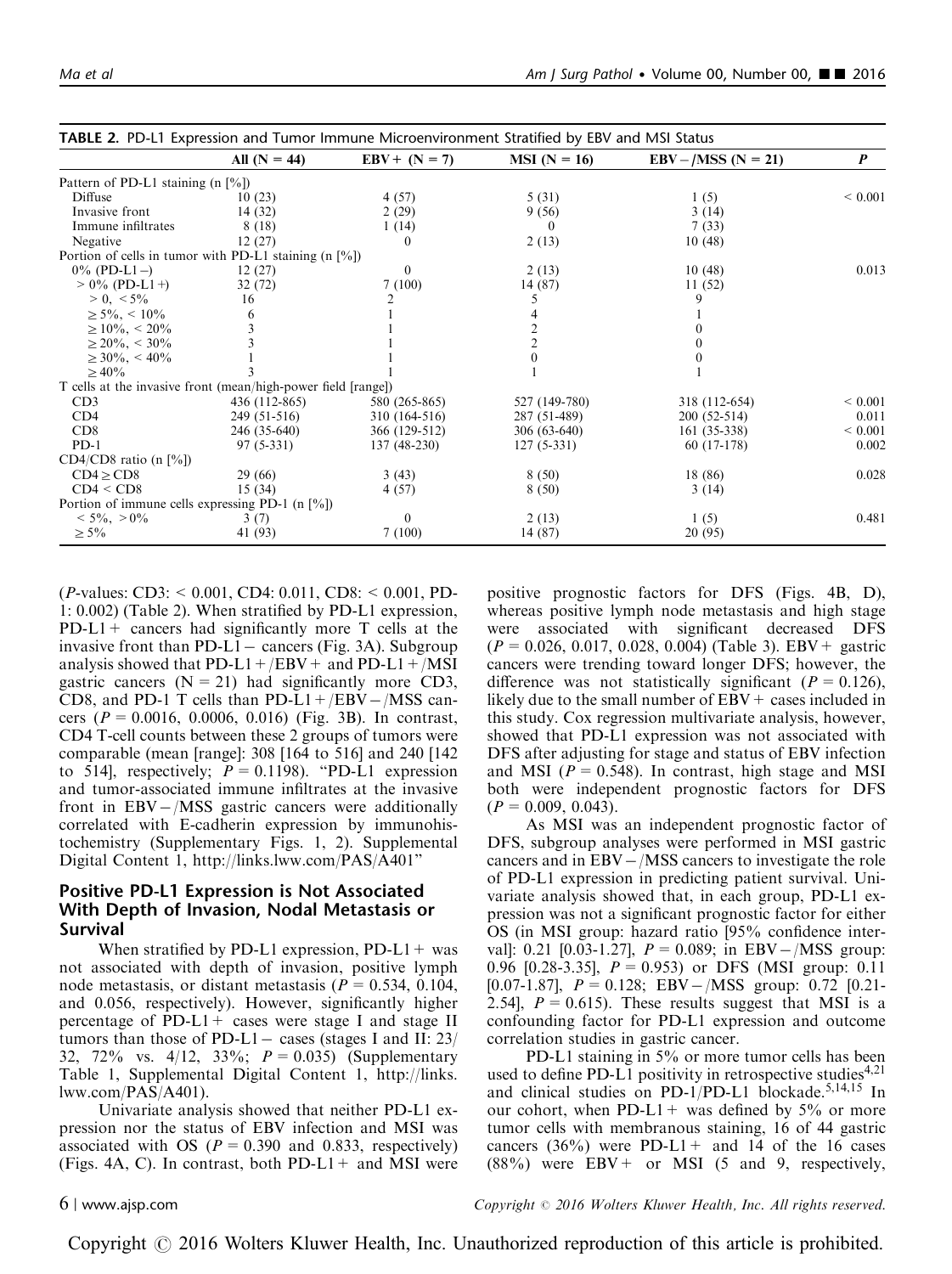**TABLE 2.** PD-L1 Expression and Tumor Immune Microenvironment Stratified by EBV and MSI Status

| | All (N = 44) | EBV+ (N = 7) | MSI (N = 16) | EBV−/MSS (N = 21) | P |
|---|---|---|---|---|---|
| Pattern of PD-L1 staining (n [%]) | | | | | |
| Diffuse | 10 (23) | 4 (57) | 5 (31) | 1 (5) | < 0.001 |
| Invasive front | 14 (32) | 2 (29) | 9 (56) | 3 (14) | |
| Immune infiltrates | 8 (18) | 1 (14) | 0 | 7 (33) | |
| Negative | 12 (27) | 0 | 2 (13) | 10 (48) | |
| Portion of cells in tumor with PD-L1 staining (n [%]) | | | | | |
| 0% (PD-L1−) | 12 (27) | 0 | 2 (13) | 10 (48) | 0.013 |
| > 0% (PD-L1+) | 32 (72) | 7 (100) | 14 (87) | 11 (52) | |
| > 0, < 5% | 16 | 2 | 5 | 9 | |
| ≥ 5%, < 10% | 6 | 1 | 4 | 1 | |
| ≥ 10%, < 20% | 3 | 1 | 2 | 0 | |
| ≥ 20%, < 30% | 3 | 1 | 2 | 0 | |
| ≥ 30%, < 40% | 1 | 1 | 0 | 0 | |
| ≥ 40% | 3 | 1 | 1 | 1 | |
| T cells at the invasive front (mean/high-power field [range]) | | | | | |
| CD3 | 436 (112-865) | 580 (265-865) | 527 (149-780) | 318 (112-654) | < 0.001 |
| CD4 | 249 (51-516) | 310 (164-516) | 287 (51-489) | 200 (52-514) | 0.011 |
| CD8 | 246 (35-640) | 366 (129-512) | 306 (63-640) | 161 (35-338) | < 0.001 |
| PD-1 | 97 (5-331) | 137 (48-230) | 127 (5-331) | 60 (17-178) | 0.002 |
| CD4/CD8 ratio (n [%]) | | | | | |
| CD4 ≥ CD8 | 29 (66) | 3 (43) | 8 (50) | 18 (86) | 0.028 |
| CD4 < CD8 | 15 (34) | 4 (57) | 8 (50) | 3 (14) | |
| Portion of immune cells expressing PD-1 (n [%]) | | | | | |
| < 5%, > 0% | 3 (7) | 0 | 2 (13) | 1 (5) | 0.481 |
| ≥ 5% | 41 (93) | 7 (100) | 14 (87) | 20 (95) | |

(*P*-values: CD3: < 0.001, CD4: 0.011, CD8: < 0.001, PD-1: 0.002) (Table 2). When stratified by PD-L1 expression, PD-L1+ cancers had significantly more T cells at the invasive front than PD-L1− cancers (Fig. 3A). Subgroup analysis showed that PD-L1+/EBV+ and PD-L1+/MSI gastric cancers (N = 21) had significantly more CD3, CD8, and PD-1 T cells than PD-L1+/EBV−/MSS cancers ($P = 0.0016$, 0.0006, 0.016) (Fig. 3B). In contrast, CD4 T-cell counts between these 2 groups of tumors were comparable (mean [range]: 308 [164 to 516] and 240 [142 to 514], respectively; $P = 0.1198$). "PD-L1 expression and tumor-associated immune infiltrates at the invasive front in EBV−/MSS gastric cancers were additionally correlated with E-cadherin expression by immunohistochemistry (Supplementary Figs. 1, 2). Supplemental Digital Content 1, http://links.lww.com/PAS/A401"

## Positive PD-L1 Expression is Not Associated With Depth of Invasion, Nodal Metastasis or Survival

When stratified by PD-L1 expression, PD-L1+ was not associated with depth of invasion, positive lymph node metastasis, or distant metastasis ($P = 0.534$, 0.104, and 0.056, respectively). However, significantly higher percentage of PD-L1+ cases were stage I and stage II tumors than those of PD-L1− cases (stages I and II: 23/32, 72% vs. 4/12, 33%; $P = 0.035$) (Supplementary Table 1, Supplemental Digital Content 1, http://links.lww.com/PAS/A401).

Univariate analysis showed that neither PD-L1 expression nor the status of EBV infection and MSI was associated with OS ($P = 0.390$ and 0.833, respectively) (Figs. 4A, C). In contrast, both PD-L1+ and MSI were positive prognostic factors for DFS (Figs. 4B, D), whereas positive lymph node metastasis and high stage were associated with significant decreased DFS ($P = 0.026$, 0.017, 0.028, 0.004) (Table 3). EBV+ gastric cancers were trending toward longer DFS; however, the difference was not statistically significant ($P = 0.126$), likely due to the small number of EBV+ cases included in this study. Cox regression multivariate analysis, however, showed that PD-L1 expression was not associated with DFS after adjusting for stage and status of EBV infection and MSI ($P = 0.548$). In contrast, high stage and MSI both were independent prognostic factors for DFS ($P = 0.009$, 0.043).

As MSI was an independent prognostic factor of DFS, subgroup analyses were performed in MSI gastric cancers and in EBV−/MSS cancers to investigate the role of PD-L1 expression in predicting patient survival. Univariate analysis showed that, in each group, PD-L1 expression was not a significant prognostic factor for either OS (in MSI group: hazard ratio [95% confidence interval]: 0.21 [0.03-1.27], $P = 0.089$; in EBV−/MSS group: 0.96 [0.28-3.35], $P = 0.953$) or DFS (MSI group: 0.11 [0.07-1.87], $P = 0.128$; EBV−/MSS group: 0.72 [0.21-2.54], $P = 0.615$). These results suggest that MSI is a confounding factor for PD-L1 expression and outcome correlation studies in gastric cancer.

PD-L1 staining in 5% or more tumor cells has been used to define PD-L1 positivity in retrospective studies[4,21] and clinical studies on PD-1/PD-L1 blockade.[5,14,15] In our cohort, when PD-L1+ was defined by 5% or more tumor cells with membranous staining, 16 of 44 gastric cancers (36%) were PD-L1+ and 14 of the 16 cases (88%) were EBV+ or MSI (5 and 9, respectively,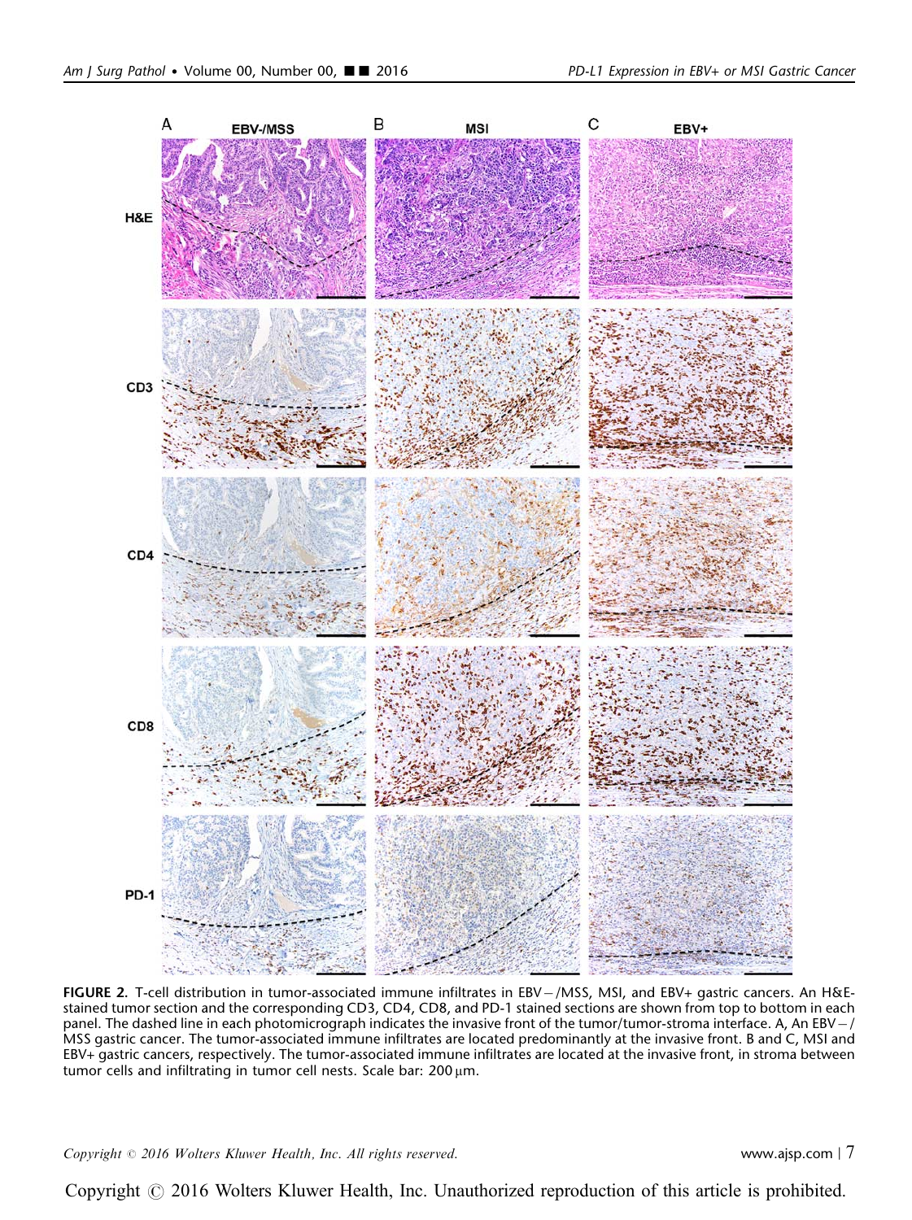**FIGURE 2.** T-cell distribution in tumor-associated immune infiltrates in EBV−/MSS, MSI, and EBV+ gastric cancers. An H&E-stained tumor section and the corresponding CD3, CD4, CD8, and PD-1 stained sections are shown from top to bottom in each panel. The dashed line in each photomicrograph indicates the invasive front of the tumor/tumor-stroma interface. A, An EBV−/MSS gastric cancer. The tumor-associated immune infiltrates are located predominantly at the invasive front. B and C, MSI and EBV+ gastric cancers, respectively. The tumor-associated immune infiltrates are located at the invasive front, in stroma between tumor cells and infiltrating in tumor cell nests. Scale bar: 200 μm.

Copyright © 2016 Wolters Kluwer Health, Inc. All rights reserved.

Copyright © 2016 Wolters Kluwer Health, Inc. Unauthorized reproduction of this article is prohibited.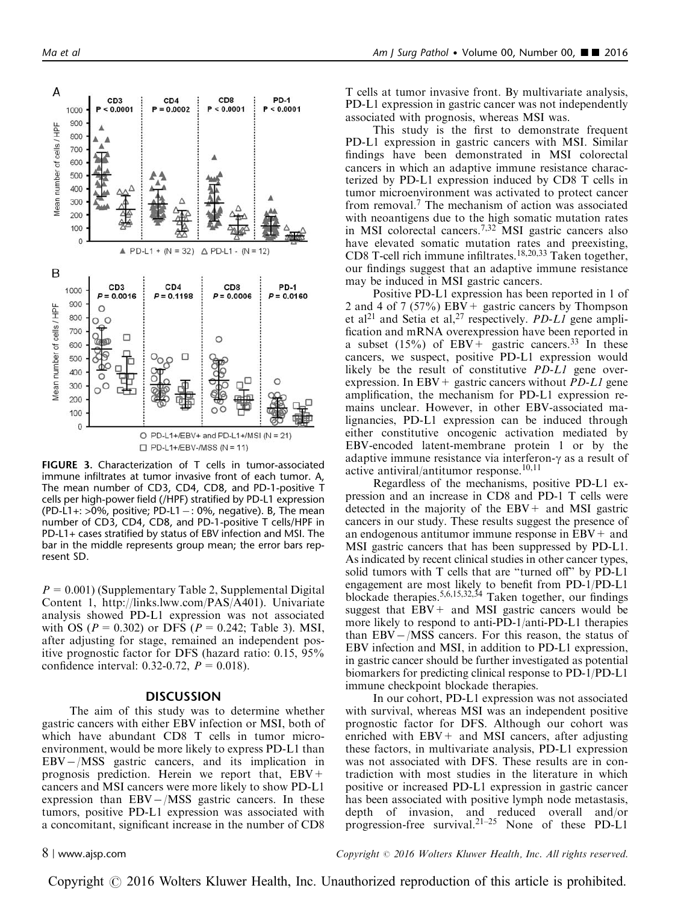FIGURE 3. Characterization of T cells in tumor-associated immune infiltrates at tumor invasive front of each tumor. A, The mean number of CD3, CD4, CD8, and PD-1-positive T cells per high-power field (/HPF) stratified by PD-L1 expression (PD-L1+: >0%, positive; PD-L1 −: 0%, negative). B, The mean number of CD3, CD4, CD8, and PD-1-positive T cells/HPF in PD-L1+ cases stratified by status of EBV infection and MSI. The bar in the middle represents group mean; the error bars represent SD.

$P = 0.001$) (Supplementary Table 2, Supplemental Digital Content 1, http://links.lww.com/PAS/A401). Univariate analysis showed PD-L1 expression was not associated with OS ($P = 0.302$) or DFS ($P = 0.242$; Table 3). MSI, after adjusting for stage, remained an independent positive prognostic factor for DFS (hazard ratio: 0.15, 95% confidence interval: 0.32-0.72, $P = 0.018$).

## DISCUSSION

The aim of this study was to determine whether gastric cancers with either EBV infection or MSI, both of which have abundant CD8 T cells in tumor microenvironment, would be more likely to express PD-L1 than EBV−/MSS gastric cancers, and its implication in prognosis prediction. Herein we report that, EBV+ cancers and MSI cancers were more likely to show PD-L1 expression than EBV−/MSS gastric cancers. In these tumors, positive PD-L1 expression was associated with a concomitant, significant increase in the number of CD8 T cells at tumor invasive front. By multivariate analysis, PD-L1 expression in gastric cancer was not independently associated with prognosis, whereas MSI was.

This study is the first to demonstrate frequent PD-L1 expression in gastric cancers with MSI. Similar findings have been demonstrated in MSI colorectal cancers in which an adaptive immune resistance characterized by PD-L1 expression induced by CD8 T cells in tumor microenvironment was activated to protect cancer from removal.[7] The mechanism of action was associated with neoantigens due to the high somatic mutation rates in MSI colorectal cancers.[7,32] MSI gastric cancers also have elevated somatic mutation rates and preexisting, CD8 T-cell rich immune infiltrates.[18,20,33] Taken together, our findings suggest that an adaptive immune resistance may be induced in MSI gastric cancers.

Positive PD-L1 expression has been reported in 1 of 2 and 4 of 7 (57%) EBV+ gastric cancers by Thompson et al[21] and Setia et al,[27] respectively. *PD-L1* gene amplification and mRNA overexpression have been reported in a subset (15%) of EBV+ gastric cancers.[33] In these cancers, we suspect, positive PD-L1 expression would likely be the result of constitutive *PD-L1* gene overexpression. In EBV+ gastric cancers without *PD-L1* gene amplification, the mechanism for PD-L1 expression remains unclear. However, in other EBV-associated malignancies, PD-L1 expression can be induced through either constitutive oncogenic activation mediated by EBV-encoded latent-membrane protein 1 or by the adaptive immune resistance via interferon-γ as a result of active antiviral/antitumor response.[10,11]

Regardless of the mechanisms, positive PD-L1 expression and an increase in CD8 and PD-1 T cells were detected in the majority of the EBV+ and MSI gastric cancers in our study. These results suggest the presence of an endogenous antitumor immune response in EBV+ and MSI gastric cancers that has been suppressed by PD-L1. As indicated by recent clinical studies in other cancer types, solid tumors with T cells that are "turned off" by PD-L1 engagement are most likely to benefit from PD-1/PD-L1 blockade therapies.[5,6,15,32,34] Taken together, our findings suggest that EBV+ and MSI gastric cancers would be more likely to respond to anti-PD-1/anti-PD-L1 therapies than EBV−/MSS cancers. For this reason, the status of EBV infection and MSI, in addition to PD-L1 expression, in gastric cancer should be further investigated as potential biomarkers for predicting clinical response to PD-1/PD-L1 immune checkpoint blockade therapies.

In our cohort, PD-L1 expression was not associated with survival, whereas MSI was an independent positive prognostic factor for DFS. Although our cohort was enriched with EBV+ and MSI cancers, after adjusting these factors, in multivariate analysis, PD-L1 expression was not associated with DFS. These results are in contradiction with most studies in the literature in which positive or increased PD-L1 expression in gastric cancer has been associated with positive lymph node metastasis, depth of invasion, and reduced overall and/or progression-free survival.[21–25] None of these PD-L1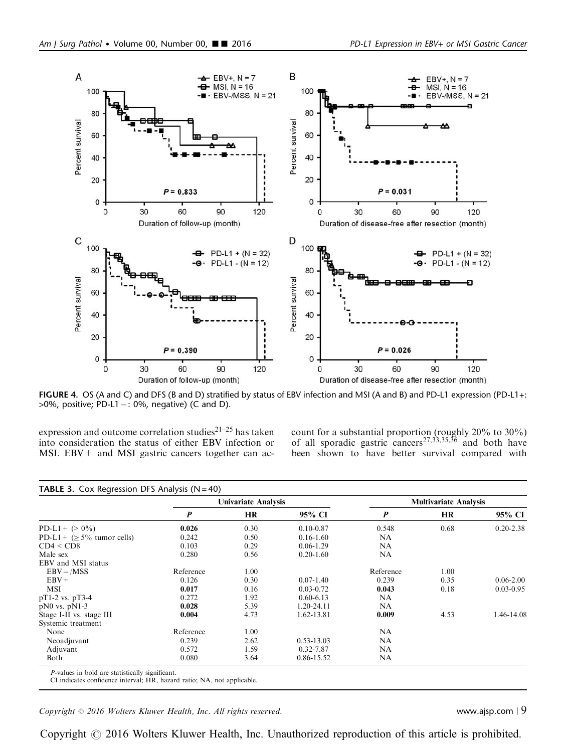FIGURE 4. OS (A and C) and DFS (B and D) stratified by status of EBV infection and MSI (A and B) and PD-L1 expression (PD-L1+: >0%, positive; PD-L1−: 0%, negative) (C and D).

expression and outcome correlation studies[21–25] has taken into consideration the status of either EBV infection or MSI. EBV+ and MSI gastric cancers together can account for a substantial proportion (roughly 20% to 30%) of all sporadic gastric cancers[27,33,35,36] and both have been shown to have better survival compared with

**TABLE 3.** Cox Regression DFS Analysis (N = 40)

| | Univariate Analysis | | | Multivariate Analysis | | |
|---|---|---|---|---|---|---|
| | ***P*** | **HR** | **95% CI** | ***P*** | **HR** | **95% CI** |
| PD-L1+ (> 0%) | **0.026** | 0.30 | 0.10-0.87 | 0.548 | 0.68 | 0.20-2.38 |
| PD-L1+ (≥ 5% tumor cells) | 0.242 | 0.50 | 0.16-1.60 | NA | | |
| CD4 < CD8 | 0.103 | 0.29 | 0.06-1.29 | NA | | |
| Male sex | 0.280 | 0.56 | 0.20-1.60 | NA | | |
| EBV and MSI status | | | | | | |
| EBV−/MSS | Reference | 1.00 | | Reference | 1.00 | |
| EBV+ | 0.126 | 0.30 | 0.07-1.40 | 0.239 | 0.35 | 0.06-2.00 |
| MSI | **0.017** | 0.16 | 0.03-0.72 | **0.043** | 0.18 | 0.03-0.95 |
| pT1-2 vs. pT3-4 | 0.272 | 1.92 | 0.60-6.13 | NA | | |
| pN0 vs. pN1-3 | **0.028** | 5.39 | 1.20-24.11 | NA | | |
| Stage I-II vs. stage III | **0.004** | 4.73 | 1.62-13.81 | **0.009** | 4.53 | 1.46-14.08 |
| Systemic treatment | | | | | | |
| None | Reference | 1.00 | | NA | | |
| Neoadjuvant | 0.239 | 2.62 | 0.53-13.03 | NA | | |
| Adjuvant | 0.572 | 1.59 | 0.32-7.87 | NA | | |
| Both | 0.080 | 3.64 | 0.86-15.52 | NA | | |

*P*-values in bold are statistically significant.

CI indicates confidence interval; HR, hazard ratio; NA, not applicable.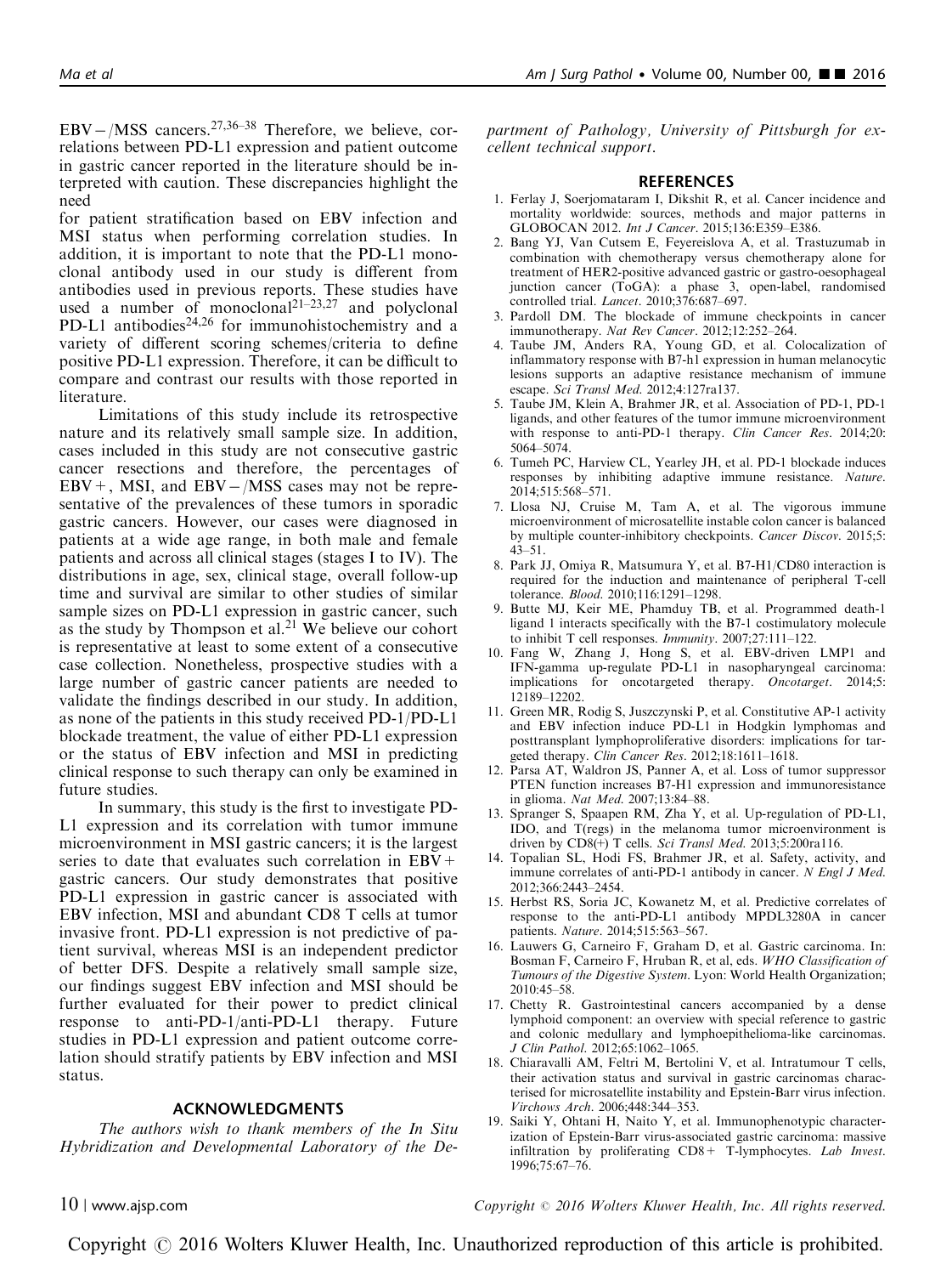EBV−/MSS cancers.[27,36–38] Therefore, we believe, correlations between PD-L1 expression and patient outcome in gastric cancer reported in the literature should be interpreted with caution. These discrepancies highlight the need for patient stratification based on EBV infection and MSI status when performing correlation studies. In addition, it is important to note that the PD-L1 monoclonal antibody used in our study is different from antibodies used in previous reports. These studies have used a number of monoclonal[21–23,27] and polyclonal PD-L1 antibodies[24,26] for immunohistochemistry and a variety of different scoring schemes/criteria to define positive PD-L1 expression. Therefore, it can be difficult to compare and contrast our results with those reported in literature.

Limitations of this study include its retrospective nature and its relatively small sample size. In addition, cases included in this study are not consecutive gastric cancer resections and therefore, the percentages of EBV+, MSI, and EBV−/MSS cases may not be representative of the prevalences of these tumors in sporadic gastric cancers. However, our cases were diagnosed in patients at a wide age range, in both male and female patients and across all clinical stages (stages I to IV). The distributions in age, sex, clinical stage, overall follow-up time and survival are similar to other studies of similar sample sizes on PD-L1 expression in gastric cancer, such as the study by Thompson et al.[21] We believe our cohort is representative at least to some extent of a consecutive case collection. Nonetheless, prospective studies with a large number of gastric cancer patients are needed to validate the findings described in our study. In addition, as none of the patients in this study received PD-1/PD-L1 blockade treatment, the value of either PD-L1 expression or the status of EBV infection and MSI in predicting clinical response to such therapy can only be examined in future studies.

In summary, this study is the first to investigate PD-L1 expression and its correlation with tumor immune microenvironment in MSI gastric cancers; it is the largest series to date that evaluates such correlation in EBV+ gastric cancers. Our study demonstrates that positive PD-L1 expression in gastric cancer is associated with EBV infection, MSI and abundant CD8 T cells at tumor invasive front. PD-L1 expression is not predictive of patient survival, whereas MSI is an independent predictor of better DFS. Despite a relatively small sample size, our findings suggest EBV infection and MSI should be further evaluated for their power to predict clinical response to anti-PD-1/anti-PD-L1 therapy. Future studies in PD-L1 expression and patient outcome correlation should stratify patients by EBV infection and MSI status.

## ACKNOWLEDGMENTS

*The authors wish to thank members of the In Situ Hybridization and Developmental Laboratory of the Department of Pathology, University of Pittsburgh for excellent technical support.*

## REFERENCES

1. Ferlay J, Soerjomataram I, Dikshit R, et al. Cancer incidence and mortality worldwide: sources, methods and major patterns in GLOBOCAN 2012. *Int J Cancer*. 2015;136:E359–E386.
2. Bang YJ, Van Cutsem E, Feyereislova A, et al. Trastuzumab in combination with chemotherapy versus chemotherapy alone for treatment of HER2-positive advanced gastric or gastro-oesophageal junction cancer (ToGA): a phase 3, open-label, randomised controlled trial. *Lancet*. 2010;376:687–697.
3. Pardoll DM. The blockade of immune checkpoints in cancer immunotherapy. *Nat Rev Cancer*. 2012;12:252–264.
4. Taube JM, Anders RA, Young GD, et al. Colocalization of inflammatory response with B7-h1 expression in human melanocytic lesions supports an adaptive resistance mechanism of immune escape. *Sci Transl Med*. 2012;4:127ra137.
5. Taube JM, Klein A, Brahmer JR, et al. Association of PD-1, PD-1 ligands, and other features of the tumor immune microenvironment with response to anti-PD-1 therapy. *Clin Cancer Res*. 2014;20:5064–5074.
6. Tumeh PC, Harview CL, Yearley JH, et al. PD-1 blockade induces responses by inhibiting adaptive immune resistance. *Nature*. 2014;515:568–571.
7. Llosa NJ, Cruise M, Tam A, et al. The vigorous immune microenvironment of microsatellite instable colon cancer is balanced by multiple counter-inhibitory checkpoints. *Cancer Discov*. 2015;5:43–51.
8. Park JJ, Omiya R, Matsumura Y, et al. B7-H1/CD80 interaction is required for the induction and maintenance of peripheral T-cell tolerance. *Blood*. 2010;116:1291–1298.
9. Butte MJ, Keir ME, Phamduy TB, et al. Programmed death-1 ligand 1 interacts specifically with the B7-1 costimulatory molecule to inhibit T cell responses. *Immunity*. 2007;27:111–122.
10. Fang W, Zhang J, Hong S, et al. EBV-driven LMP1 and IFN-gamma up-regulate PD-L1 in nasopharyngeal carcinoma: implications for oncotargeted therapy. *Oncotarget*. 2014;5:12189–12202.
11. Green MR, Rodig S, Juszczynski P, et al. Constitutive AP-1 activity and EBV infection induce PD-L1 in Hodgkin lymphomas and posttransplant lymphoproliferative disorders: implications for targeted therapy. *Clin Cancer Res*. 2012;18:1611–1618.
12. Parsa AT, Waldron JS, Panner A, et al. Loss of tumor suppressor PTEN function increases B7-H1 expression and immunoresistance in glioma. *Nat Med*. 2007;13:84–88.
13. Spranger S, Spaapen RM, Zha Y, et al. Up-regulation of PD-L1, IDO, and T(regs) in the melanoma tumor microenvironment is driven by CD8(+) T cells. *Sci Transl Med*. 2013;5:200ra116.
14. Topalian SL, Hodi FS, Brahmer JR, et al. Safety, activity, and immune correlates of anti-PD-1 antibody in cancer. *N Engl J Med*. 2012;366:2443–2454.
15. Herbst RS, Soria JC, Kowanetz M, et al. Predictive correlates of response to the anti-PD-L1 antibody MPDL3280A in cancer patients. *Nature*. 2014;515:563–567.
16. Lauwers G, Carneiro F, Graham D, et al. Gastric carcinoma. In: Bosman F, Carneiro F, Hruban R, et al, eds. *WHO Classification of Tumours of the Digestive System*. Lyon: World Health Organization; 2010:45–58.
17. Chetty R. Gastrointestinal cancers accompanied by a dense lymphoid component: an overview with special reference to gastric and colonic medullary and lymphoepithelioma-like carcinomas. *J Clin Pathol*. 2012;65:1062–1065.
18. Chiaravalli AM, Feltri M, Bertolini V, et al. Intratumour T cells, their activation status and survival in gastric carcinomas characterised for microsatellite instability and Epstein-Barr virus infection. *Virchows Arch*. 2006;448:344–353.
19. Saiki Y, Ohtani H, Naito Y, et al. Immunophenotypic characterization of Epstein-Barr virus-associated gastric carcinoma: massive infiltration by proliferating CD8+ T-lymphocytes. *Lab Invest*. 1996;75:67–76.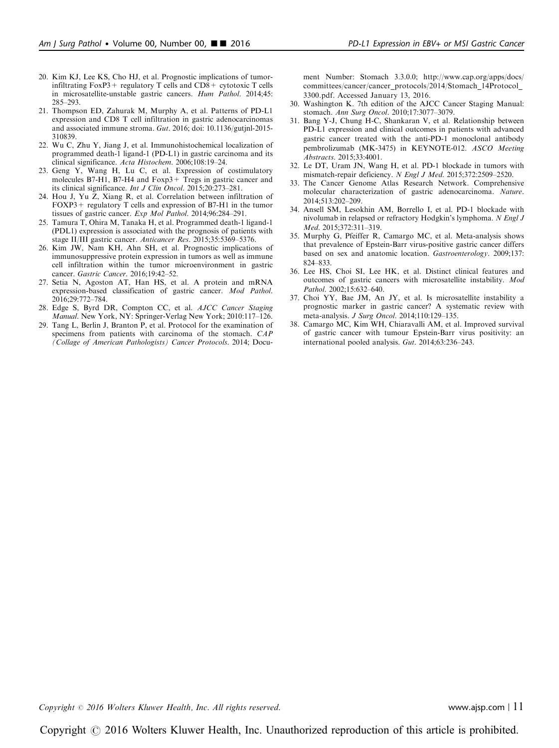20. Kim KJ, Lee KS, Cho HJ, et al. Prognostic implications of tumor-infiltrating FoxP3+ regulatory T cells and CD8+ cytotoxic T cells in microsatellite-unstable gastric cancers. *Hum Pathol*. 2014;45: 285–293.
21. Thompson ED, Zahurak M, Murphy A, et al. Patterns of PD-L1 expression and CD8 T cell infiltration in gastric adenocarcinomas and associated immune stroma. *Gut*. 2016; doi: 10.1136/gutjnl-2015-310839.
22. Wu C, Zhu Y, Jiang J, et al. Immunohistochemical localization of programmed death-1 ligand-1 (PD-L1) in gastric carcinoma and its clinical significance. *Acta Histochem*. 2006;108:19–24.
23. Geng Y, Wang H, Lu C, et al. Expression of costimulatory molecules B7-H1, B7-H4 and Foxp3+ Tregs in gastric cancer and its clinical significance. *Int J Clin Oncol*. 2015;20:273–281.
24. Hou J, Yu Z, Xiang R, et al. Correlation between infiltration of FOXP3+ regulatory T cells and expression of B7-H1 in the tumor tissues of gastric cancer. *Exp Mol Pathol*. 2014;96:284–291.
25. Tamura T, Ohira M, Tanaka H, et al. Programmed death-1 ligand-1 (PDL1) expression is associated with the prognosis of patients with stage II/III gastric cancer. *Anticancer Res*. 2015;35:5369–5376.
26. Kim JW, Nam KH, Ahn SH, et al. Prognostic implications of immunosuppressive protein expression in tumors as well as immune cell infiltration within the tumor microenvironment in gastric cancer. *Gastric Cancer*. 2016;19:42–52.
27. Setia N, Agoston AT, Han HS, et al. A protein and mRNA expression-based classification of gastric cancer. *Mod Pathol*. 2016;29:772–784.
28. Edge S, Byrd DR, Compton CC, et al. *AJCC Cancer Staging Manual*. New York, NY: Springer-Verlag New York; 2010:117–126.
29. Tang L, Berlin J, Branton P, et al. Protocol for the examination of specimens from patients with carcinoma of the stomach. *CAP (Collage of American Pathologists) Cancer Protocols*. 2014; Document Number: Stomach 3.3.0.0; http://www.cap.org/apps/docs/committees/cancer/cancer_protocols/2014/Stomach_14Protocol_3300.pdf. Accessed January 13, 2016.
30. Washington K. 7th edition of the AJCC Cancer Staging Manual: stomach. *Ann Surg Oncol*. 2010;17:3077–3079.
31. Bang Y-J, Chung H-C, Shankaran V, et al. Relationship between PD-L1 expression and clinical outcomes in patients with advanced gastric cancer treated with the anti-PD-1 monoclonal antibody pembrolizumab (MK-3475) in KEYNOTE-012. *ASCO Meeting Abstracts*. 2015;33:4001.
32. Le DT, Uram JN, Wang H, et al. PD-1 blockade in tumors with mismatch-repair deficiency. *N Engl J Med*. 2015;372:2509–2520.
33. The Cancer Genome Atlas Research Network. Comprehensive molecular characterization of gastric adenocarcinoma. *Nature*. 2014;513:202–209.
34. Ansell SM, Lesokhin AM, Borrello I, et al. PD-1 blockade with nivolumab in relapsed or refractory Hodgkin's lymphoma. *N Engl J Med*. 2015;372:311–319.
35. Murphy G, Pfeiffer R, Camargo MC, et al. Meta-analysis shows that prevalence of Epstein-Barr virus-positive gastric cancer differs based on sex and anatomic location. *Gastroenterology*. 2009;137: 824–833.
36. Lee HS, Choi SI, Lee HK, et al. Distinct clinical features and outcomes of gastric cancers with microsatellite instability. *Mod Pathol*. 2002;15:632–640.
37. Choi YY, Bae JM, An JY, et al. Is microsatellite instability a prognostic marker in gastric cancer? A systematic review with meta-analysis. *J Surg Oncol*. 2014;110:129–135.
38. Camargo MC, Kim WH, Chiaravalli AM, et al. Improved survival of gastric cancer with tumour Epstein-Barr virus positivity: an international pooled analysis. *Gut*. 2014;63:236–243.